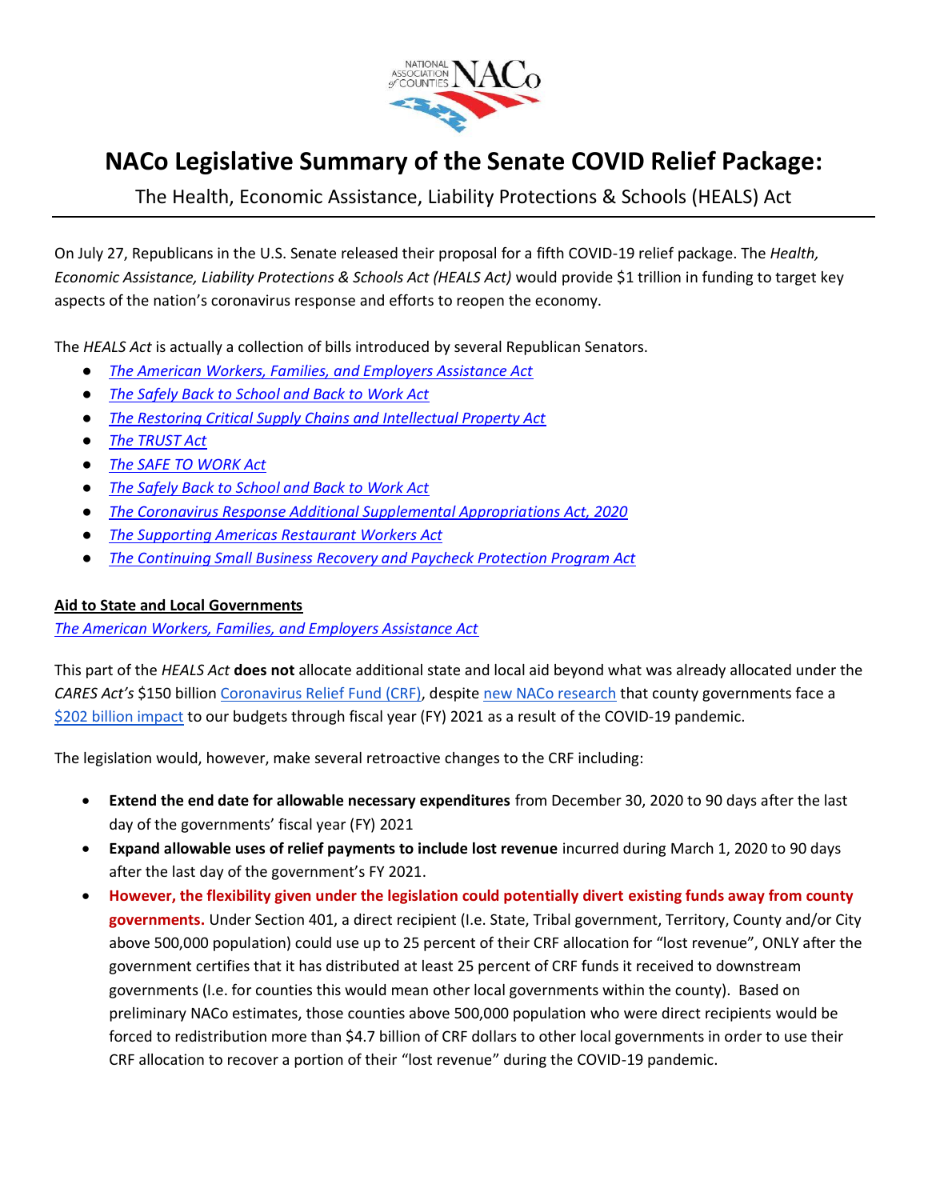# NACo Legislative Summary of the Senate COVID Relief Package:

The Health, Economic Assistance, Liability Protections & Schools (HEALS) Act

On July 27, Republicans in the U.S. Senate released their proposal for a fifth COVID-19 relief package. The *Health, Economic Assistance, Liability Protections & Schools Act (HEALS Act)* would provide $1 trillion in funding to target key aspects of the nation's coronavirus response and efforts to reopen the economy.

The *HEALS Act* is actually a collection of bills introduced by several Republican Senators.

- *The American Workers, Families, and Employers Assistance Act*
- *The Safely Back to School and Back to Work Act*
- *The Restoring Critical Supply Chains and Intellectual Property Act*
- *The TRUST Act*
- *The SAFE TO WORK Act*
- *The Safely Back to School and Back to Work Act*
- *The Coronavirus Response Additional Supplemental Appropriations Act, 2020*
- *The Supporting Americas Restaurant Workers Act*
- *The Continuing Small Business Recovery and Paycheck Protection Program Act*

**Aid to State and Local Governments**

*The American Workers, Families, and Employers Assistance Act*

This part of the *HEALS Act* **does not** allocate additional state and local aid beyond what was already allocated under the *CARES Act's* $150 billion Coronavirus Relief Fund (CRF), despite new NACo research that county governments face a $202 billion impact to our budgets through fiscal year (FY) 2021 as a result of the COVID-19 pandemic.

The legislation would, however, make several retroactive changes to the CRF including:

- **Extend the end date for allowable necessary expenditures** from December 30, 2020 to 90 days after the last day of the governments' fiscal year (FY) 2021
- **Expand allowable uses of relief payments to include lost revenue** incurred during March 1, 2020 to 90 days after the last day of the government's FY 2021.
- **However, the flexibility given under the legislation could potentially divert existing funds away from county governments.** Under Section 401, a direct recipient (I.e. State, Tribal government, Territory, County and/or City above 500,000 population) could use up to 25 percent of their CRF allocation for "lost revenue", ONLY after the government certifies that it has distributed at least 25 percent of CRF funds it received to downstream governments (I.e. for counties this would mean other local governments within the county). Based on preliminary NACo estimates, those counties above 500,000 population who were direct recipients would be forced to redistribution more than $4.7 billion of CRF dollars to other local governments in order to use their CRF allocation to recover a portion of their "lost revenue" during the COVID-19 pandemic.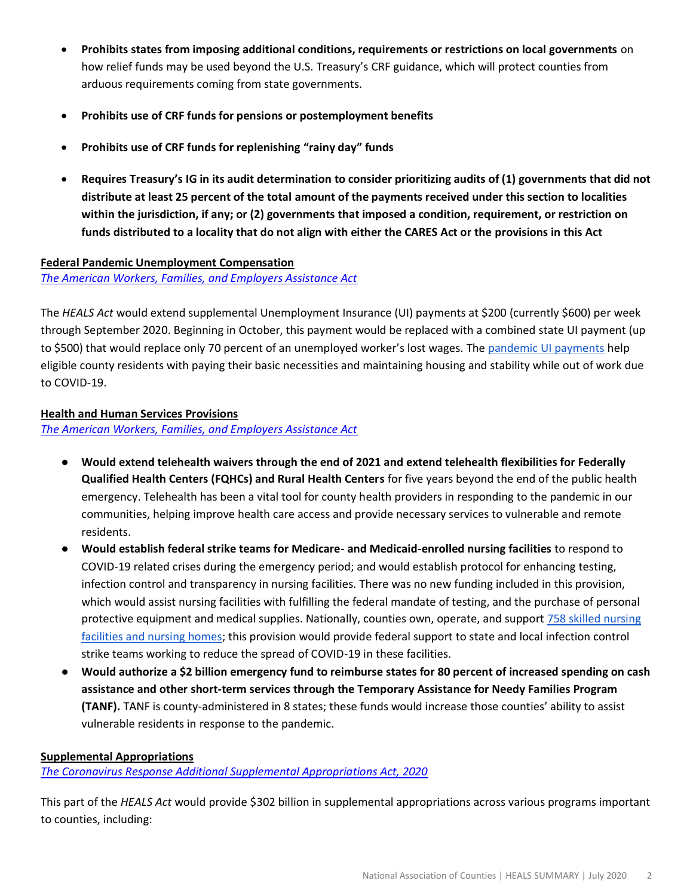- **Prohibits states from imposing additional conditions, requirements or restrictions on local governments** on how relief funds may be used beyond the U.S. Treasury's CRF guidance, which will protect counties from arduous requirements coming from state governments.
- **Prohibits use of CRF funds for pensions or postemployment benefits**
- **Prohibits use of CRF funds for replenishing "rainy day" funds**
- **Requires Treasury's IG in its audit determination to consider prioritizing audits of (1) governments that did not distribute at least 25 percent of the total amount of the payments received under this section to localities within the jurisdiction, if any; or (2) governments that imposed a condition, requirement, or restriction on funds distributed to a locality that do not align with either the CARES Act or the provisions in this Act**

**Federal Pandemic Unemployment Compensation**

*The American Workers, Families, and Employers Assistance Act*

The *HEALS Act* would extend supplemental Unemployment Insurance (UI) payments at $200 (currently $600) per week through September 2020. Beginning in October, this payment would be replaced with a combined state UI payment (up to $500) that would replace only 70 percent of an unemployed worker's lost wages. The pandemic UI payments help eligible county residents with paying their basic necessities and maintaining housing and stability while out of work due to COVID-19.

**Health and Human Services Provisions**

*The American Workers, Families, and Employers Assistance Act*

- **Would extend telehealth waivers through the end of 2021 and extend telehealth flexibilities for Federally Qualified Health Centers (FQHCs) and Rural Health Centers** for five years beyond the end of the public health emergency. Telehealth has been a vital tool for county health providers in responding to the pandemic in our communities, helping improve health care access and provide necessary services to vulnerable and remote residents.
- **Would establish federal strike teams for Medicare- and Medicaid-enrolled nursing facilities** to respond to COVID-19 related crises during the emergency period; and would establish protocol for enhancing testing, infection control and transparency in nursing facilities. There was no new funding included in this provision, which would assist nursing facilities with fulfilling the federal mandate of testing, and the purchase of personal protective equipment and medical supplies. Nationally, counties own, operate, and support 758 skilled nursing facilities and nursing homes; this provision would provide federal support to state and local infection control strike teams working to reduce the spread of COVID-19 in these facilities.
- **Would authorize a $2 billion emergency fund to reimburse states for 80 percent of increased spending on cash assistance and other short-term services through the Temporary Assistance for Needy Families Program (TANF).** TANF is county-administered in 8 states; these funds would increase those counties' ability to assist vulnerable residents in response to the pandemic.

**Supplemental Appropriations**

*The Coronavirus Response Additional Supplemental Appropriations Act, 2020*

This part of the *HEALS Act* would provide $302 billion in supplemental appropriations across various programs important to counties, including: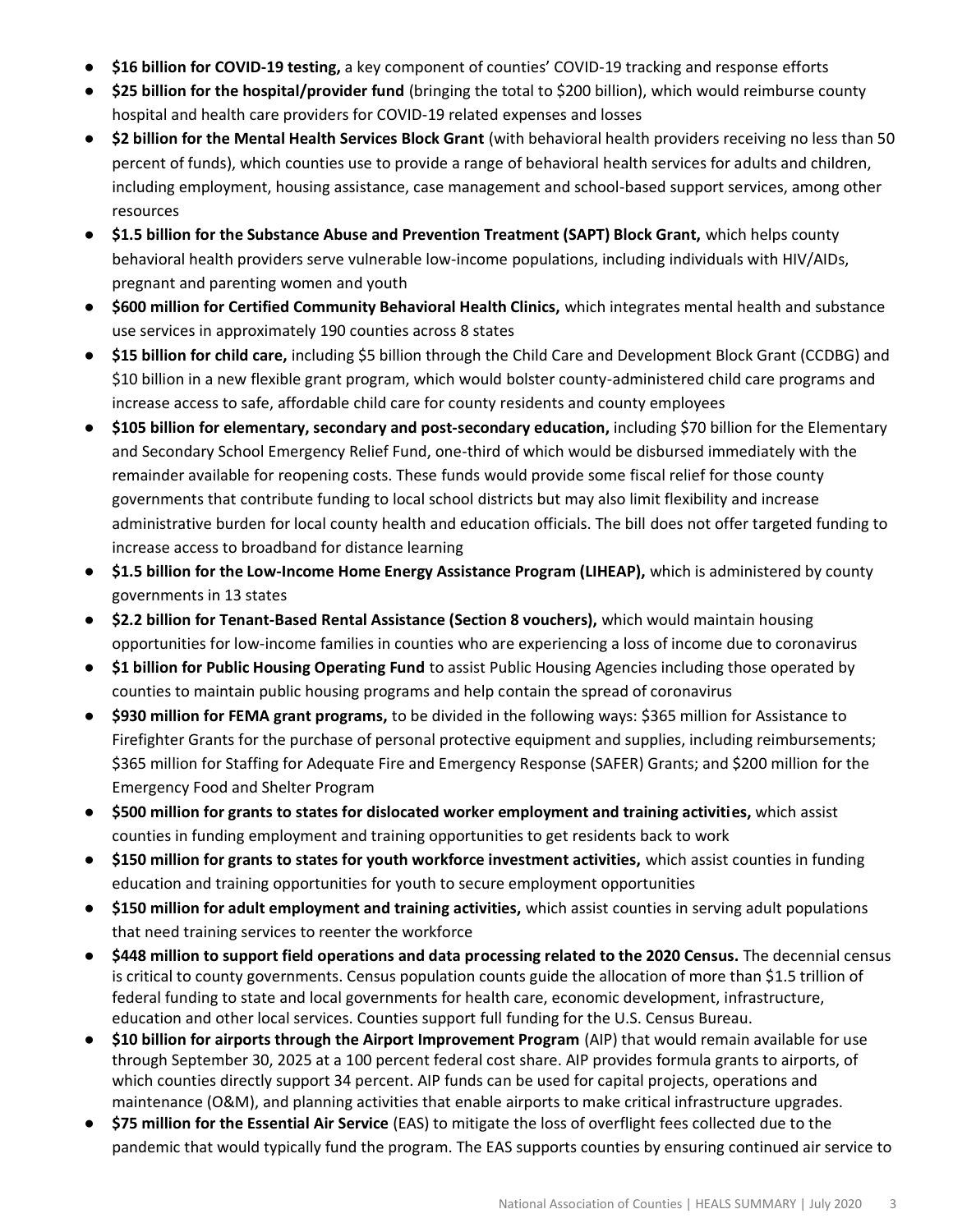- **$16 billion for COVID-19 testing,** a key component of counties' COVID-19 tracking and response efforts
- **$25 billion for the hospital/provider fund** (bringing the total to $200 billion), which would reimburse county hospital and health care providers for COVID-19 related expenses and losses
- **$2 billion for the Mental Health Services Block Grant** (with behavioral health providers receiving no less than 50 percent of funds), which counties use to provide a range of behavioral health services for adults and children, including employment, housing assistance, case management and school-based support services, among other resources
- **$1.5 billion for the Substance Abuse and Prevention Treatment (SAPT) Block Grant,** which helps county behavioral health providers serve vulnerable low-income populations, including individuals with HIV/AIDs, pregnant and parenting women and youth
- **$600 million for Certified Community Behavioral Health Clinics,** which integrates mental health and substance use services in approximately 190 counties across 8 states
- **$15 billion for child care,** including $5 billion through the Child Care and Development Block Grant (CCDBG) and $10 billion in a new flexible grant program, which would bolster county-administered child care programs and increase access to safe, affordable child care for county residents and county employees
- **$105 billion for elementary, secondary and post-secondary education,** including $70 billion for the Elementary and Secondary School Emergency Relief Fund, one-third of which would be disbursed immediately with the remainder available for reopening costs. These funds would provide some fiscal relief for those county governments that contribute funding to local school districts but may also limit flexibility and increase administrative burden for local county health and education officials. The bill does not offer targeted funding to increase access to broadband for distance learning
- **$1.5 billion for the Low-Income Home Energy Assistance Program (LIHEAP),** which is administered by county governments in 13 states
- **$2.2 billion for Tenant-Based Rental Assistance (Section 8 vouchers),** which would maintain housing opportunities for low-income families in counties who are experiencing a loss of income due to coronavirus
- **$1 billion for Public Housing Operating Fund** to assist Public Housing Agencies including those operated by counties to maintain public housing programs and help contain the spread of coronavirus
- **$930 million for FEMA grant programs,** to be divided in the following ways: $365 million for Assistance to Firefighter Grants for the purchase of personal protective equipment and supplies, including reimbursements; $365 million for Staffing for Adequate Fire and Emergency Response (SAFER) Grants; and $200 million for the Emergency Food and Shelter Program
- **$500 million for grants to states for dislocated worker employment and training activities,** which assist counties in funding employment and training opportunities to get residents back to work
- **$150 million for grants to states for youth workforce investment activities,** which assist counties in funding education and training opportunities for youth to secure employment opportunities
- **$150 million for adult employment and training activities,** which assist counties in serving adult populations that need training services to reenter the workforce
- **$448 million to support field operations and data processing related to the 2020 Census.** The decennial census is critical to county governments. Census population counts guide the allocation of more than $1.5 trillion of federal funding to state and local governments for health care, economic development, infrastructure, education and other local services. Counties support full funding for the U.S. Census Bureau.
- **$10 billion for airports through the Airport Improvement Program** (AIP) that would remain available for use through September 30, 2025 at a 100 percent federal cost share. AIP provides formula grants to airports, of which counties directly support 34 percent. AIP funds can be used for capital projects, operations and maintenance (O&M), and planning activities that enable airports to make critical infrastructure upgrades.
- **$75 million for the Essential Air Service** (EAS) to mitigate the loss of overflight fees collected due to the pandemic that would typically fund the program. The EAS supports counties by ensuring continued air service to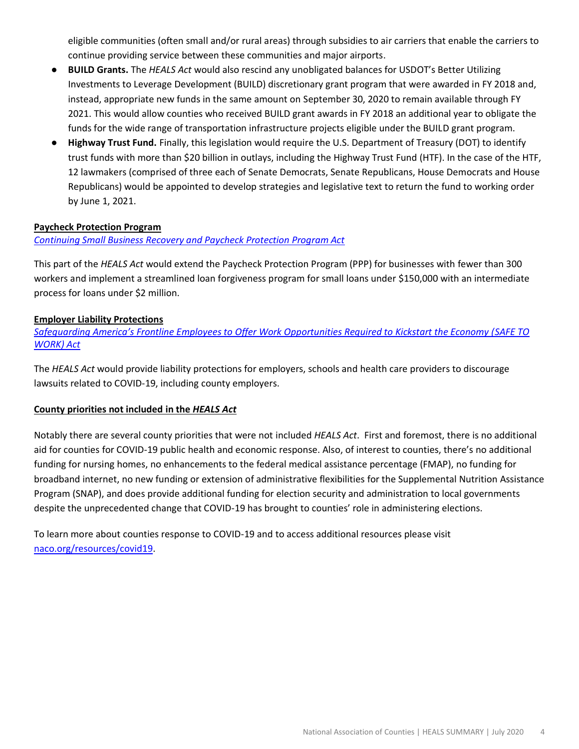eligible communities (often small and/or rural areas) through subsidies to air carriers that enable the carriers to continue providing service between these communities and major airports.

- **BUILD Grants.** The *HEALS Act* would also rescind any unobligated balances for USDOT's Better Utilizing Investments to Leverage Development (BUILD) discretionary grant program that were awarded in FY 2018 and, instead, appropriate new funds in the same amount on September 30, 2020 to remain available through FY 2021. This would allow counties who received BUILD grant awards in FY 2018 an additional year to obligate the funds for the wide range of transportation infrastructure projects eligible under the BUILD grant program.
- **Highway Trust Fund.** Finally, this legislation would require the U.S. Department of Treasury (DOT) to identify trust funds with more than $20 billion in outlays, including the Highway Trust Fund (HTF). In the case of the HTF, 12 lawmakers (comprised of three each of Senate Democrats, Senate Republicans, House Democrats and House Republicans) would be appointed to develop strategies and legislative text to return the fund to working order by June 1, 2021.

**Paycheck Protection Program**

*Continuing Small Business Recovery and Paycheck Protection Program Act*

This part of the *HEALS Act* would extend the Paycheck Protection Program (PPP) for businesses with fewer than 300 workers and implement a streamlined loan forgiveness program for small loans under $150,000 with an intermediate process for loans under $2 million.

**Employer Liability Protections**

*Safeguarding America's Frontline Employees to Offer Work Opportunities Required to Kickstart the Economy (SAFE TO WORK) Act*

The *HEALS Act* would provide liability protections for employers, schools and health care providers to discourage lawsuits related to COVID-19, including county employers.

**County priorities not included in the *HEALS Act***

Notably there are several county priorities that were not included *HEALS Act*. First and foremost, there is no additional aid for counties for COVID-19 public health and economic response. Also, of interest to counties, there's no additional funding for nursing homes, no enhancements to the federal medical assistance percentage (FMAP), no funding for broadband internet, no new funding or extension of administrative flexibilities for the Supplemental Nutrition Assistance Program (SNAP), and does provide additional funding for election security and administration to local governments despite the unprecedented change that COVID-19 has brought to counties' role in administering elections.

To learn more about counties response to COVID-19 and to access additional resources please visit naco.org/resources/covid19.